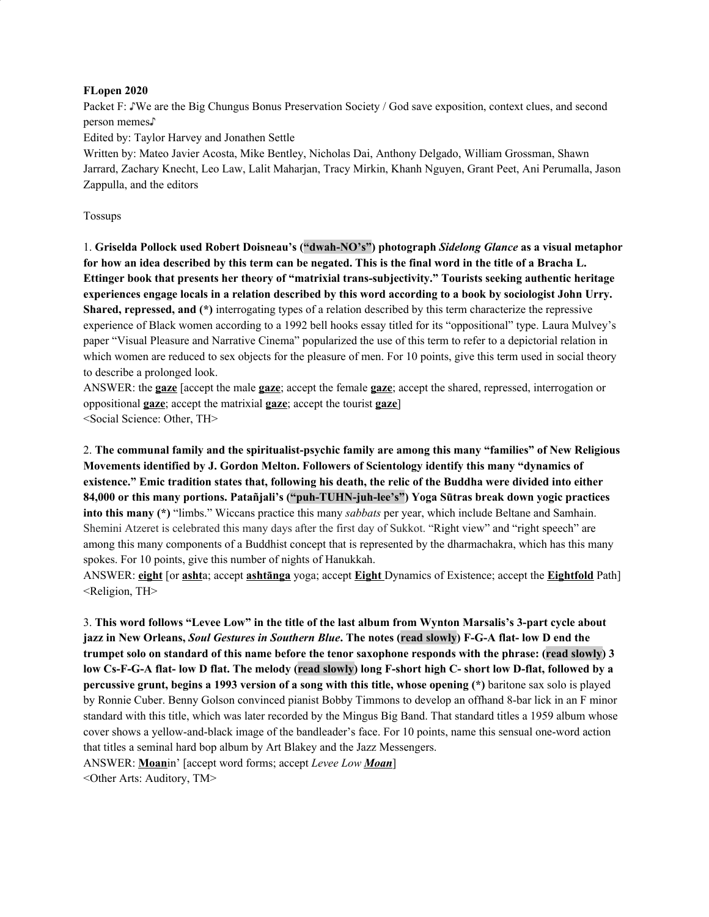**FLopen 2020**

Packet F: ♪We are the Big Chungus Bonus Preservation Society / God save exposition, context clues, and second person memes♪

Edited by: Taylor Harvey and Jonathen Settle

Written by: Mateo Javier Acosta, Mike Bentley, Nicholas Dai, Anthony Delgado, William Grossman, Shawn Jarrard, Zachary Knecht, Leo Law, Lalit Maharjan, Tracy Mirkin, Khanh Nguyen, Grant Peet, Ani Perumalla, Jason Zappulla, and the editors

Tossups

1. **Griselda Pollock used Robert Doisneau's ("dwah-NO's") photograph *Sidelong Glance* as a visual metaphor for how an idea described by this term can be negated. This is the final word in the title of a Bracha L. Ettinger book that presents her theory of "matrixial trans-subjectivity." Tourists seeking authentic heritage experiences engage locals in a relation described by this word according to a book by sociologist John Urry. Shared, repressed, and (*)** interrogating types of a relation described by this term characterize the repressive experience of Black women according to a 1992 bell hooks essay titled for its "oppositional" type. Laura Mulvey's paper "Visual Pleasure and Narrative Cinema" popularized the use of this term to refer to a depictorial relation in which women are reduced to sex objects for the pleasure of men. For 10 points, give this term used in social theory to describe a prolonged look.

ANSWER: the **gaze** [accept the male **gaze**; accept the female **gaze**; accept the shared, repressed, interrogation or oppositional **gaze**; accept the matrixial **gaze**; accept the tourist **gaze**]

<Social Science: Other, TH>

2. **The communal family and the spiritualist-psychic family are among this many "families" of New Religious Movements identified by J. Gordon Melton. Followers of Scientology identify this many "dynamics of existence." Emic tradition states that, following his death, the relic of the Buddha were divided into either 84,000 or this many portions. Patañjali's ("puh-TUHN-juh-lee's") Yoga Sūtras break down yogic practices into this many (*)** "limbs." Wiccans practice this many *sabbats* per year, which include Beltane and Samhain. Shemini Atzeret is celebrated this many days after the first day of Sukkot. "Right view" and "right speech" are among this many components of a Buddhist concept that is represented by the dharmachakra, which has this many spokes. For 10 points, give this number of nights of Hanukkah.

ANSWER: **eight** [or **asht**a; accept **ashtānga** yoga; accept **Eight** Dynamics of Existence; accept the **Eightfold** Path]

<Religion, TH>

3. **This word follows "Levee Low" in the title of the last album from Wynton Marsalis's 3-part cycle about jazz in New Orleans, *Soul Gestures in Southern Blue*. The notes (read slowly) F-G-A flat- low D end the trumpet solo on standard of this name before the tenor saxophone responds with the phrase: (read slowly) 3 low Cs-F-G-A flat- low D flat. The melody (read slowly) long F-short high C- short low D-flat, followed by a percussive grunt, begins a 1993 version of a song with this title, whose opening (*)** baritone sax solo is played by Ronnie Cuber. Benny Golson convinced pianist Bobby Timmons to develop an offhand 8-bar lick in an F minor standard with this title, which was later recorded by the Mingus Big Band. That standard titles a 1959 album whose cover shows a yellow-and-black image of the bandleader's face. For 10 points, name this sensual one-word action that titles a seminal hard bop album by Art Blakey and the Jazz Messengers.

ANSWER: **Moan**in' [accept word forms; accept *Levee Low **Moan***]

<Other Arts: Auditory, TM>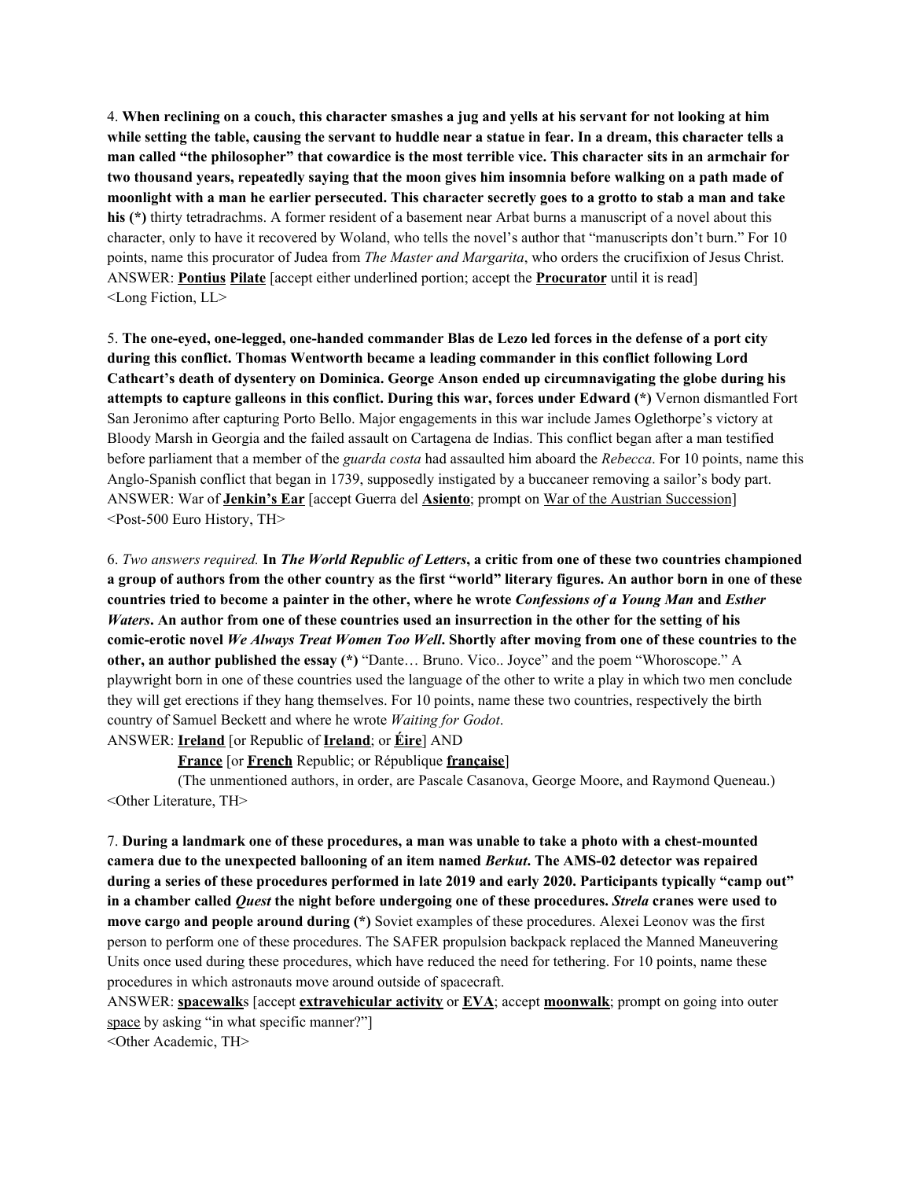4. **When reclining on a couch, this character smashes a jug and yells at his servant for not looking at him while setting the table, causing the servant to huddle near a statue in fear. In a dream, this character tells a man called "the philosopher" that cowardice is the most terrible vice. This character sits in an armchair for two thousand years, repeatedly saying that the moon gives him insomnia before walking on a path made of moonlight with a man he earlier persecuted. This character secretly goes to a grotto to stab a man and take his (\*)** thirty tetradrachms. A former resident of a basement near Arbat burns a manuscript of a novel about this character, only to have it recovered by Woland, who tells the novel's author that "manuscripts don't burn." For 10 points, name this procurator of Judea from *The Master and Margarita*, who orders the crucifixion of Jesus Christ.
ANSWER: **Pontius Pilate** [accept either underlined portion; accept the **Procurator** until it is read]
<Long Fiction, LL>

5. **The one-eyed, one-legged, one-handed commander Blas de Lezo led forces in the defense of a port city during this conflict. Thomas Wentworth became a leading commander in this conflict following Lord Cathcart's death of dysentery on Dominica. George Anson ended up circumnavigating the globe during his attempts to capture galleons in this conflict. During this war, forces under Edward (\*)** Vernon dismantled Fort San Jeronimo after capturing Porto Bello. Major engagements in this war include James Oglethorpe's victory at Bloody Marsh in Georgia and the failed assault on Cartagena de Indias. This conflict began after a man testified before parliament that a member of the *guarda costa* had assaulted him aboard the *Rebecca*. For 10 points, name this Anglo-Spanish conflict that began in 1739, supposedly instigated by a buccaneer removing a sailor's body part.
ANSWER: War of **Jenkin's Ear** [accept Guerra del **Asiento**; prompt on War of the Austrian Succession]
<Post-500 Euro History, TH>

6. *Two answers required.* **In *The World Republic of Letters*, a critic from one of these two countries championed a group of authors from the other country as the first "world" literary figures. An author born in one of these countries tried to become a painter in the other, where he wrote *Confessions of a Young Man* and *Esther Waters*. An author from one of these countries used an insurrection in the other for the setting of his comic-erotic novel *We Always Treat Women Too Well*. Shortly after moving from one of these countries to the other, an author published the essay (\*)** "Dante… Bruno. Vico.. Joyce" and the poem "Whoroscope." A playwright born in one of these countries used the language of the other to write a play in which two men conclude they will get erections if they hang themselves. For 10 points, name these two countries, respectively the birth country of Samuel Beckett and where he wrote *Waiting for Godot*.
ANSWER: **Ireland** [or Republic of **Ireland**; or **Éire**] AND

**France** [or **French** Republic; or République **française**]

(The unmentioned authors, in order, are Pascale Casanova, George Moore, and Raymond Queneau.)
<Other Literature, TH>

7. **During a landmark one of these procedures, a man was unable to take a photo with a chest-mounted camera due to the unexpected ballooning of an item named *Berkut*. The AMS-02 detector was repaired during a series of these procedures performed in late 2019 and early 2020. Participants typically "camp out" in a chamber called *Quest* the night before undergoing one of these procedures. *Strela* cranes were used to move cargo and people around during (\*)** Soviet examples of these procedures. Alexei Leonov was the first person to perform one of these procedures. The SAFER propulsion backpack replaced the Manned Maneuvering Units once used during these procedures, which have reduced the need for tethering. For 10 points, name these procedures in which astronauts move around outside of spacecraft.
ANSWER: **spacewalk**s [accept **extravehicular activity** or **EVA**; accept **moonwalk**; prompt on going into outer space by asking "in what specific manner?"]
<Other Academic, TH>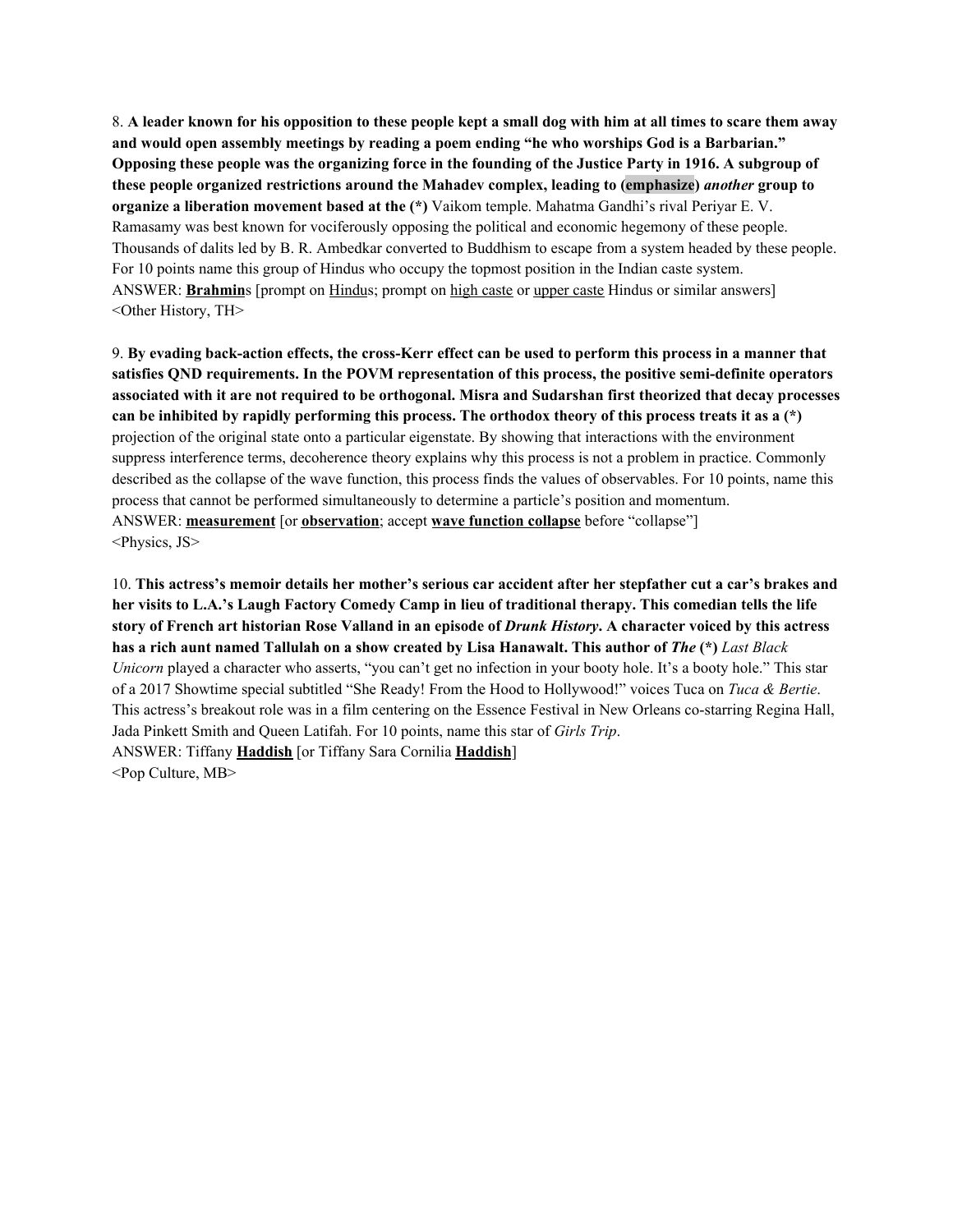8. **A leader known for his opposition to these people kept a small dog with him at all times to scare them away and would open assembly meetings by reading a poem ending "he who worships God is a Barbarian." Opposing these people was the organizing force in the founding of the Justice Party in 1916. A subgroup of these people organized restrictions around the Mahadev complex, leading to (emphasize)** ***another*** **group to organize a liberation movement based at the (*)** Vaikom temple. Mahatma Gandhi's rival Periyar E. V. Ramasamy was best known for vociferously opposing the political and economic hegemony of these people. Thousands of dalits led by B. R. Ambedkar converted to Buddhism to escape from a system headed by these people. For 10 points name this group of Hindus who occupy the topmost position in the Indian caste system.
ANSWER: **Brahmin**s [prompt on Hindus; prompt on high caste or upper caste Hindus or similar answers]
<Other History, TH>

9. **By evading back-action effects, the cross-Kerr effect can be used to perform this process in a manner that satisfies QND requirements. In the POVM representation of this process, the positive semi-definite operators associated with it are not required to be orthogonal. Misra and Sudarshan first theorized that decay processes can be inhibited by rapidly performing this process. The orthodox theory of this process treats it as a (*)** projection of the original state onto a particular eigenstate. By showing that interactions with the environment suppress interference terms, decoherence theory explains why this process is not a problem in practice. Commonly described as the collapse of the wave function, this process finds the values of observables. For 10 points, name this process that cannot be performed simultaneously to determine a particle's position and momentum.
ANSWER: **measurement** [or **observation**; accept **wave function collapse** before "collapse"]
<Physics, JS>

10. **This actress's memoir details her mother's serious car accident after her stepfather cut a car's brakes and her visits to L.A.'s Laugh Factory Comedy Camp in lieu of traditional therapy. This comedian tells the life story of French art historian Rose Valland in an episode of** ***Drunk History*****. A character voiced by this actress has a rich aunt named Tallulah on a show created by Lisa Hanawalt. This author of** ***The*** **(*)** *Last Black Unicorn* played a character who asserts, "you can't get no infection in your booty hole. It's a booty hole." This star of a 2017 Showtime special subtitled "She Ready! From the Hood to Hollywood!" voices Tuca on *Tuca & Bertie*. This actress's breakout role was in a film centering on the Essence Festival in New Orleans co-starring Regina Hall, Jada Pinkett Smith and Queen Latifah. For 10 points, name this star of *Girls Trip*.
ANSWER: Tiffany **Haddish** [or Tiffany Sara Cornilia **Haddish**]
<Pop Culture, MB>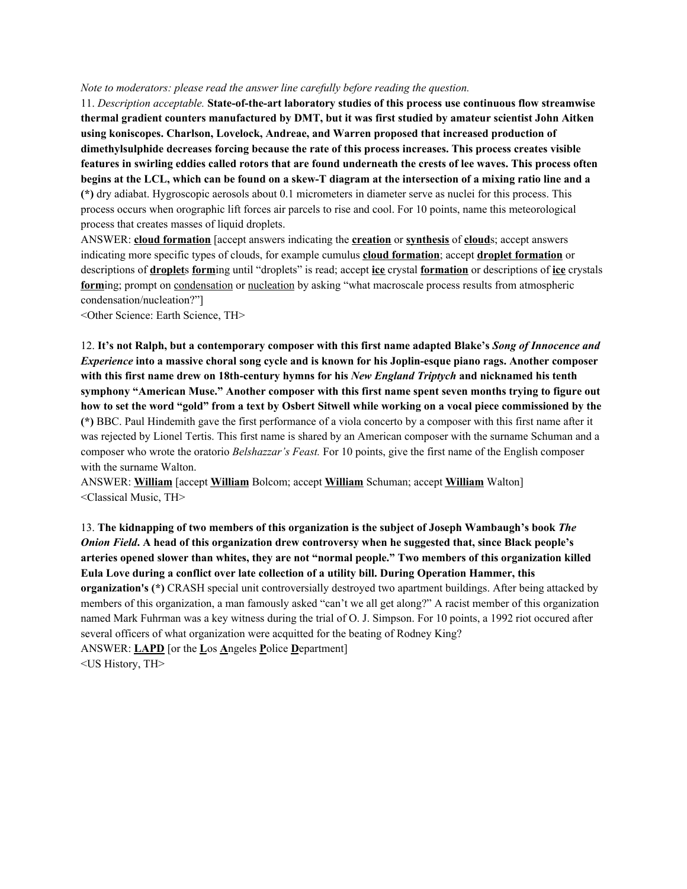*Note to moderators: please read the answer line carefully before reading the question.*

11. *Description acceptable.* **State-of-the-art laboratory studies of this process use continuous flow streamwise thermal gradient counters manufactured by DMT, but it was first studied by amateur scientist John Aitken using koniscopes. Charlson, Lovelock, Andreae, and Warren proposed that increased production of dimethylsulphide decreases forcing because the rate of this process increases. This process creates visible features in swirling eddies called rotors that are found underneath the crests of lee waves. This process often begins at the LCL, which can be found on a skew-T diagram at the intersection of a mixing ratio line and a (*)** dry adiabat. Hygroscopic aerosols about 0.1 micrometers in diameter serve as nuclei for this process. This process occurs when orographic lift forces air parcels to rise and cool. For 10 points, name this meteorological process that creates masses of liquid droplets.

ANSWER: <u>**cloud formation**</u> [accept answers indicating the <u>**creation**</u> or <u>**synthesis**</u> of <u>**cloud**</u>s; accept answers indicating more specific types of clouds, for example cumulus <u>**cloud formation**</u>; accept <u>**droplet formation**</u> or descriptions of <u>**droplet**</u>s <u>**form**</u>ing until "droplets" is read; accept <u>**ice**</u> crystal <u>**formation**</u> or descriptions of <u>**ice**</u> crystals <u>**form**</u>ing; prompt on <u>condensation</u> or <u>nucleation</u> by asking "what macroscale process results from atmospheric condensation/nucleation?"]

<Other Science: Earth Science, TH>

12. **It's not Ralph, but a contemporary composer with this first name adapted Blake's *Song of Innocence and Experience* into a massive choral song cycle and is known for his Joplin-esque piano rags. Another composer with this first name drew on 18th-century hymns for his *New England Triptych* and nicknamed his tenth symphony "American Muse." Another composer with this first name spent seven months trying to figure out how to set the word "gold" from a text by Osbert Sitwell while working on a vocal piece commissioned by the (*)** BBC. Paul Hindemith gave the first performance of a viola concerto by a composer with this first name after it was rejected by Lionel Tertis. This first name is shared by an American composer with the surname Schuman and a composer who wrote the oratorio *Belshazzar's Feast.* For 10 points, give the first name of the English composer with the surname Walton.

ANSWER: <u>**William**</u> [accept <u>**William**</u> Bolcom; accept <u>**William**</u> Schuman; accept <u>**William**</u> Walton]

<Classical Music, TH>

13. **The kidnapping of two members of this organization is the subject of Joseph Wambaugh's book *The Onion Field*. A head of this organization drew controversy when he suggested that, since Black people's arteries opened slower than whites, they are not "normal people." Two members of this organization killed Eula Love during a conflict over late collection of a utility bill. During Operation Hammer, this organization's (*)** CRASH special unit controversially destroyed two apartment buildings. After being attacked by members of this organization, a man famously asked "can't we all get along?" A racist member of this organization named Mark Fuhrman was a key witness during the trial of O. J. Simpson. For 10 points, a 1992 riot occured after several officers of what organization were acquitted for the beating of Rodney King?

ANSWER: <u>**LAPD**</u> [or the <u>**L**</u>os <u>**A**</u>ngeles <u>**P**</u>olice <u>**D**</u>epartment]

<US History, TH>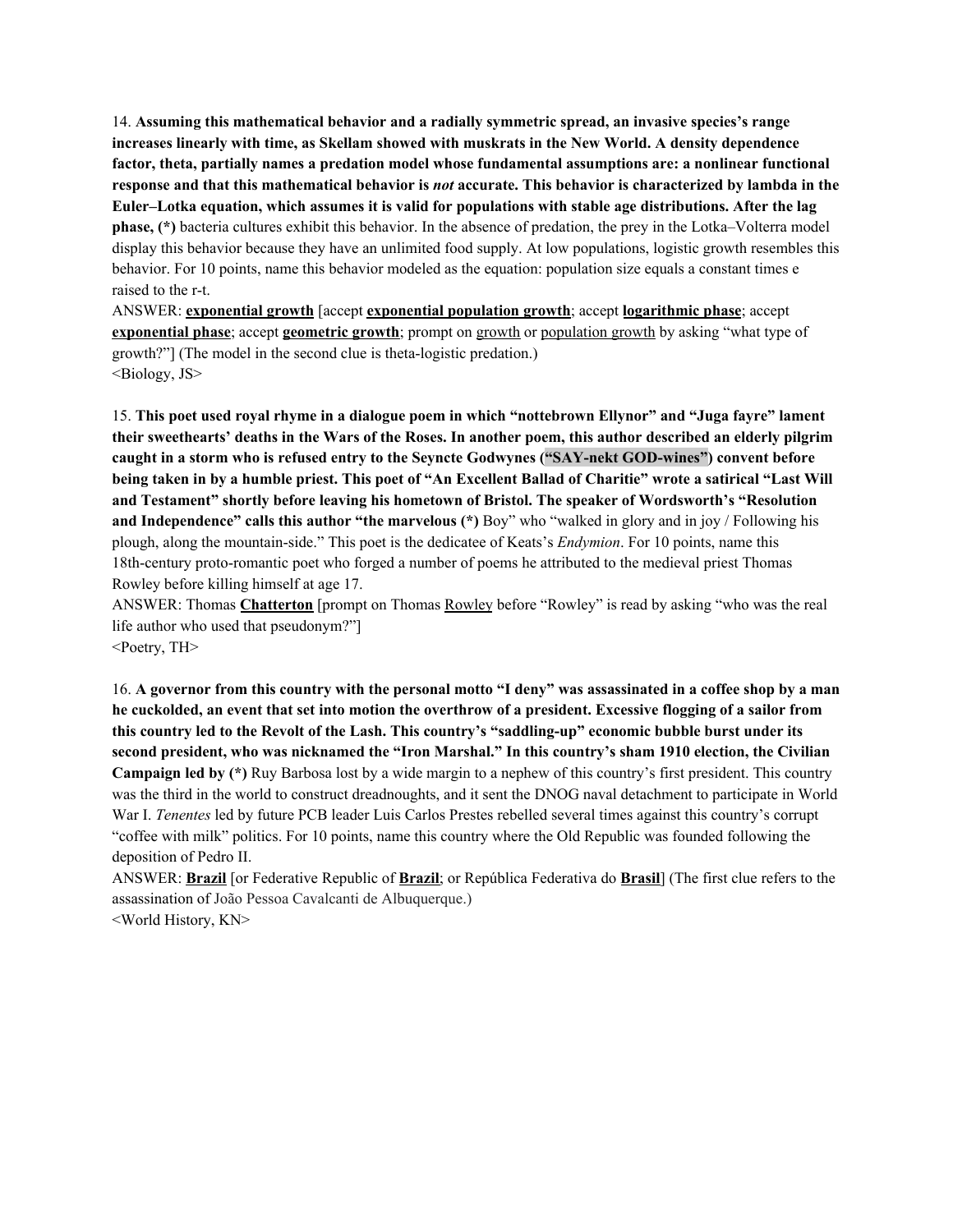14. **Assuming this mathematical behavior and a radially symmetric spread, an invasive species's range increases linearly with time, as Skellam showed with muskrats in the New World. A density dependence factor, theta, partially names a predation model whose fundamental assumptions are: a nonlinear functional response and that this mathematical behavior is *not* accurate. This behavior is characterized by lambda in the Euler–Lotka equation, which assumes it is valid for populations with stable age distributions. After the lag phase, (*)** bacteria cultures exhibit this behavior. In the absence of predation, the prey in the Lotka–Volterra model display this behavior because they have an unlimited food supply. At low populations, logistic growth resembles this behavior. For 10 points, name this behavior modeled as the equation: population size equals a constant times e raised to the r-t.

ANSWER: **exponential growth** [accept **exponential population growth**; accept **logarithmic phase**; accept **exponential phase**; accept **geometric growth**; prompt on growth or population growth by asking "what type of growth?"] (The model in the second clue is theta-logistic predation.)

<Biology, JS>

15. **This poet used royal rhyme in a dialogue poem in which "nottebrown Ellynor" and "Juga fayre" lament their sweethearts' deaths in the Wars of the Roses. In another poem, this author described an elderly pilgrim caught in a storm who is refused entry to the Seyncte Godwynes ("SAY-nekt GOD-wines") convent before being taken in by a humble priest. This poet of "An Excellent Ballad of Charitie" wrote a satirical "Last Will and Testament" shortly before leaving his hometown of Bristol. The speaker of Wordsworth's "Resolution and Independence" calls this author "the marvelous (*)** Boy" who "walked in glory and in joy / Following his plough, along the mountain-side." This poet is the dedicatee of Keats's *Endymion*. For 10 points, name this 18th-century proto-romantic poet who forged a number of poems he attributed to the medieval priest Thomas Rowley before killing himself at age 17.

ANSWER: Thomas **Chatterton** [prompt on Thomas Rowley before "Rowley" is read by asking "who was the real life author who used that pseudonym?"]

<Poetry, TH>

16. **A governor from this country with the personal motto "I deny" was assassinated in a coffee shop by a man he cuckolded, an event that set into motion the overthrow of a president. Excessive flogging of a sailor from this country led to the Revolt of the Lash. This country's "saddling-up" economic bubble burst under its second president, who was nicknamed the "Iron Marshal." In this country's sham 1910 election, the Civilian Campaign led by (*)** Ruy Barbosa lost by a wide margin to a nephew of this country's first president. This country was the third in the world to construct dreadnoughts, and it sent the DNOG naval detachment to participate in World War I. *Tenentes* led by future PCB leader Luis Carlos Prestes rebelled several times against this country's corrupt "coffee with milk" politics. For 10 points, name this country where the Old Republic was founded following the deposition of Pedro II.

ANSWER: **Brazil** [or Federative Republic of **Brazil**; or República Federativa do **Brasil**] (The first clue refers to the assassination of João Pessoa Cavalcanti de Albuquerque.)

<World History, KN>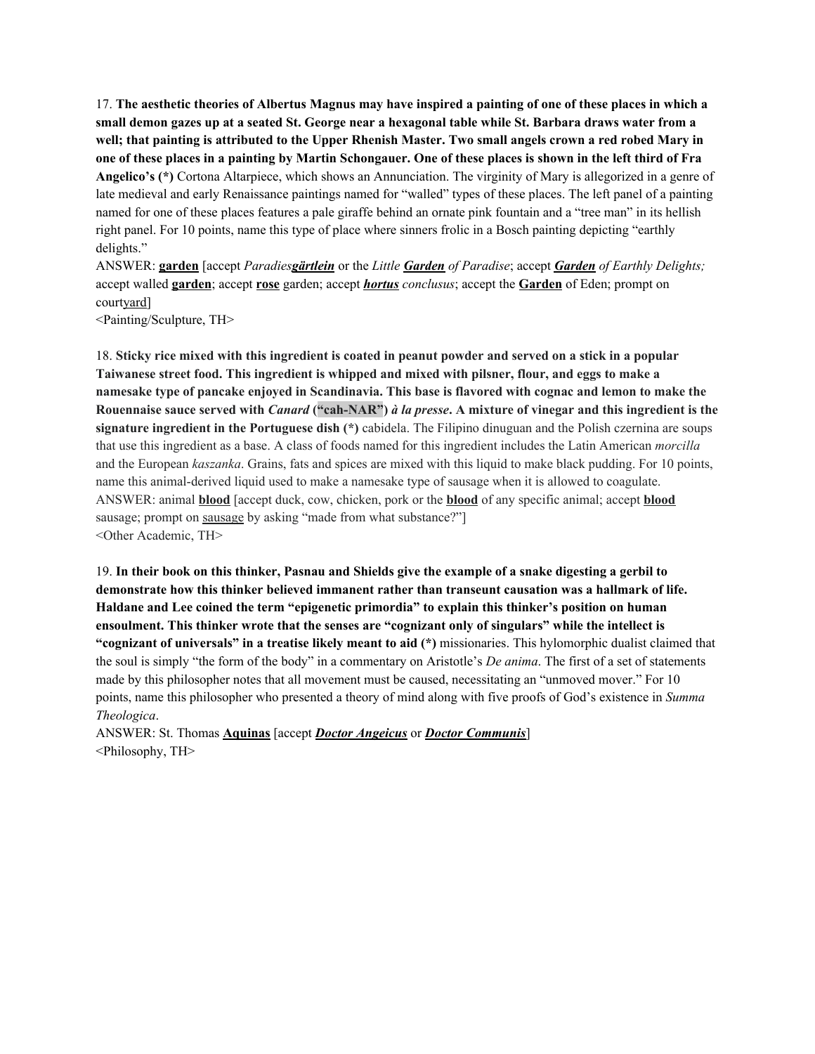17. **The aesthetic theories of Albertus Magnus may have inspired a painting of one of these places in which a small demon gazes up at a seated St. George near a hexagonal table while St. Barbara draws water from a well; that painting is attributed to the Upper Rhenish Master. Two small angels crown a red robed Mary in one of these places in a painting by Martin Schongauer. One of these places is shown in the left third of Fra Angelico's (*)** Cortona Altarpiece, which shows an Annunciation. The virginity of Mary is allegorized in a genre of late medieval and early Renaissance paintings named for "walled" types of these places. The left panel of a painting named for one of these places features a pale giraffe behind an ornate pink fountain and a "tree man" in its hellish right panel. For 10 points, name this type of place where sinners frolic in a Bosch painting depicting "earthly delights."

ANSWER: **garden** [accept *Paradies**gärtlein*** or the *Little **Garden** of Paradise*; accept ***Garden** of Earthly Delights;* accept walled **garden**; accept **rose** garden; accept ***hortus** conclusus*; accept the **Garden** of Eden; prompt on courtyard]

<Painting/Sculpture, TH>

18. **Sticky rice mixed with this ingredient is coated in peanut powder and served on a stick in a popular Taiwanese street food. This ingredient is whipped and mixed with pilsner, flour, and eggs to make a namesake type of pancake enjoyed in Scandinavia. This base is flavored with cognac and lemon to make the Rouennaise sauce served with *Canard* ("cah-NAR") *à la presse*. A mixture of vinegar and this ingredient is the signature ingredient in the Portuguese dish (*)** cabidela. The Filipino dinuguan and the Polish czernina are soups that use this ingredient as a base. A class of foods named for this ingredient includes the Latin American *morcilla* and the European *kaszanka*. Grains, fats and spices are mixed with this liquid to make black pudding. For 10 points, name this animal-derived liquid used to make a namesake type of sausage when it is allowed to coagulate.

ANSWER: animal **blood** [accept duck, cow, chicken, pork or the **blood** of any specific animal; accept **blood** sausage; prompt on sausage by asking "made from what substance?"]

<Other Academic, TH>

19. **In their book on this thinker, Pasnau and Shields give the example of a snake digesting a gerbil to demonstrate how this thinker believed immanent rather than transeunt causation was a hallmark of life. Haldane and Lee coined the term "epigenetic primordia" to explain this thinker's position on human ensoulment. This thinker wrote that the senses are "cognizant only of singulars" while the intellect is "cognizant of universals" in a treatise likely meant to aid (*)** missionaries. This hylomorphic dualist claimed that the soul is simply "the form of the body" in a commentary on Aristotle's *De anima*. The first of a set of statements made by this philosopher notes that all movement must be caused, necessitating an "unmoved mover." For 10 points, name this philosopher who presented a theory of mind along with five proofs of God's existence in *Summa Theologica*.

ANSWER: St. Thomas **Aquinas** [accept ***Doctor Angeicus*** or ***Doctor Communis***]

<Philosophy, TH>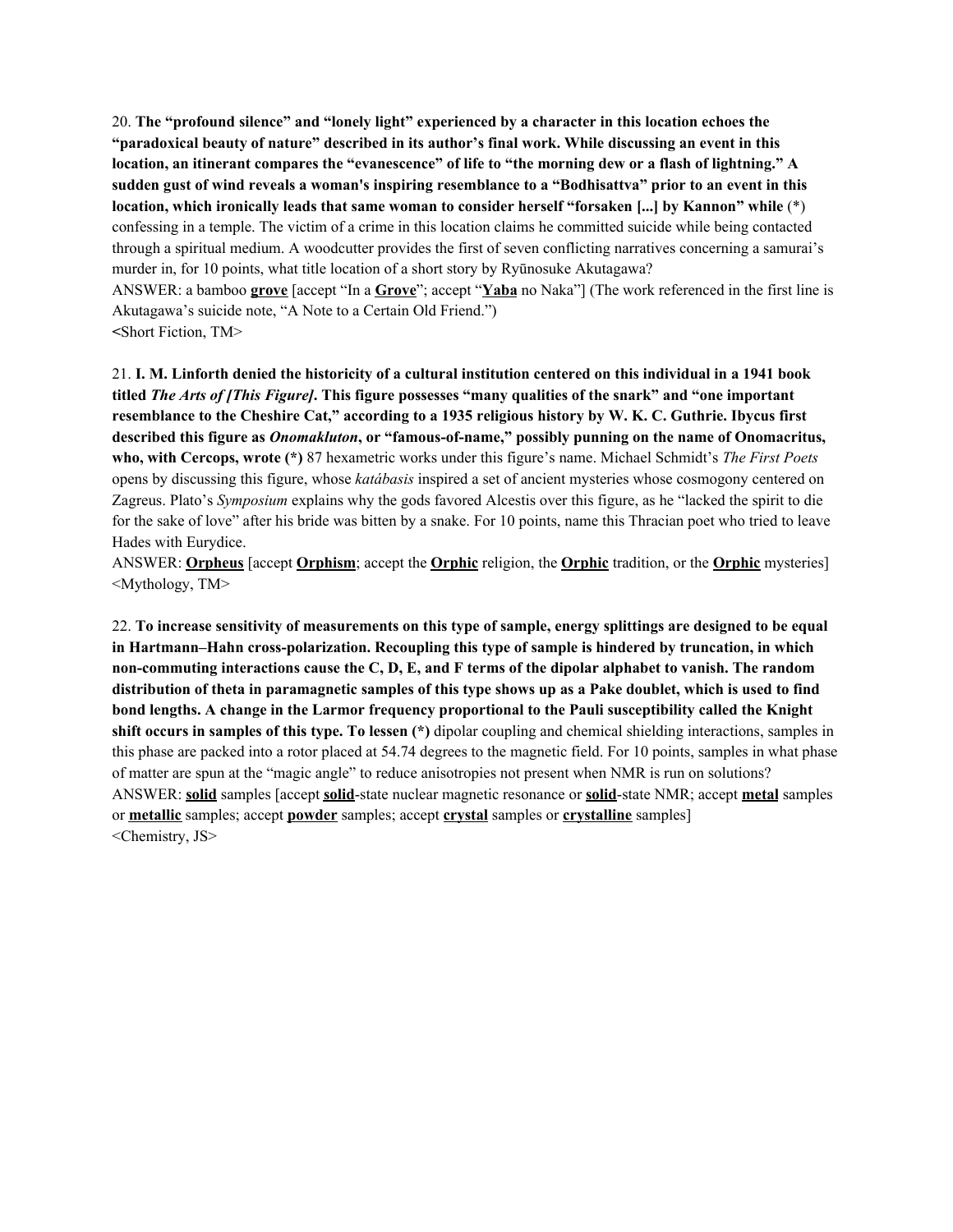20. **The "profound silence" and "lonely light" experienced by a character in this location echoes the "paradoxical beauty of nature" described in its author's final work. While discussing an event in this location, an itinerant compares the "evanescence" of life to "the morning dew or a flash of lightning." A sudden gust of wind reveals a woman's inspiring resemblance to a "Bodhisattva" prior to an event in this location, which ironically leads that same woman to consider herself "forsaken [...] by Kannon" while** (*) confessing in a temple. The victim of a crime in this location claims he committed suicide while being contacted through a spiritual medium. A woodcutter provides the first of seven conflicting narratives concerning a samurai's murder in, for 10 points, what title location of a short story by Ryūnosuke Akutagawa?
ANSWER: a bamboo **grove** [accept "In a **Grove**"; accept "**Yaba** no Naka"] (The work referenced in the first line is Akutagawa's suicide note, "A Note to a Certain Old Friend.")
<Short Fiction, TM>

21. **I. M. Linforth denied the historicity of a cultural institution centered on this individual in a 1941 book titled *The Arts of [This Figure]*. This figure possesses "many qualities of the snark" and "one important resemblance to the Cheshire Cat," according to a 1935 religious history by W. K. C. Guthrie. Ibycus first described this figure as *Onomakluton*, or "famous-of-name," possibly punning on the name of Onomacritus, who, with Cercops, wrote (*)** 87 hexametric works under this figure's name. Michael Schmidt's *The First Poets* opens by discussing this figure, whose *katábasis* inspired a set of ancient mysteries whose cosmogony centered on Zagreus. Plato's *Symposium* explains why the gods favored Alcestis over this figure, as he "lacked the spirit to die for the sake of love" after his bride was bitten by a snake. For 10 points, name this Thracian poet who tried to leave Hades with Eurydice.
ANSWER: **Orpheus** [accept **Orphism**; accept the **Orphic** religion, the **Orphic** tradition, or the **Orphic** mysteries]
<Mythology, TM>

22. **To increase sensitivity of measurements on this type of sample, energy splittings are designed to be equal in Hartmann–Hahn cross-polarization. Recoupling this type of sample is hindered by truncation, in which non-commuting interactions cause the C, D, E, and F terms of the dipolar alphabet to vanish. The random distribution of theta in paramagnetic samples of this type shows up as a Pake doublet, which is used to find bond lengths. A change in the Larmor frequency proportional to the Pauli susceptibility called the Knight shift occurs in samples of this type. To lessen (*)** dipolar coupling and chemical shielding interactions, samples in this phase are packed into a rotor placed at 54.74 degrees to the magnetic field. For 10 points, samples in what phase of matter are spun at the "magic angle" to reduce anisotropies not present when NMR is run on solutions?
ANSWER: **solid** samples [accept **solid**-state nuclear magnetic resonance or **solid**-state NMR; accept **metal** samples or **metallic** samples; accept **powder** samples; accept **crystal** samples or **crystalline** samples]
<Chemistry, JS>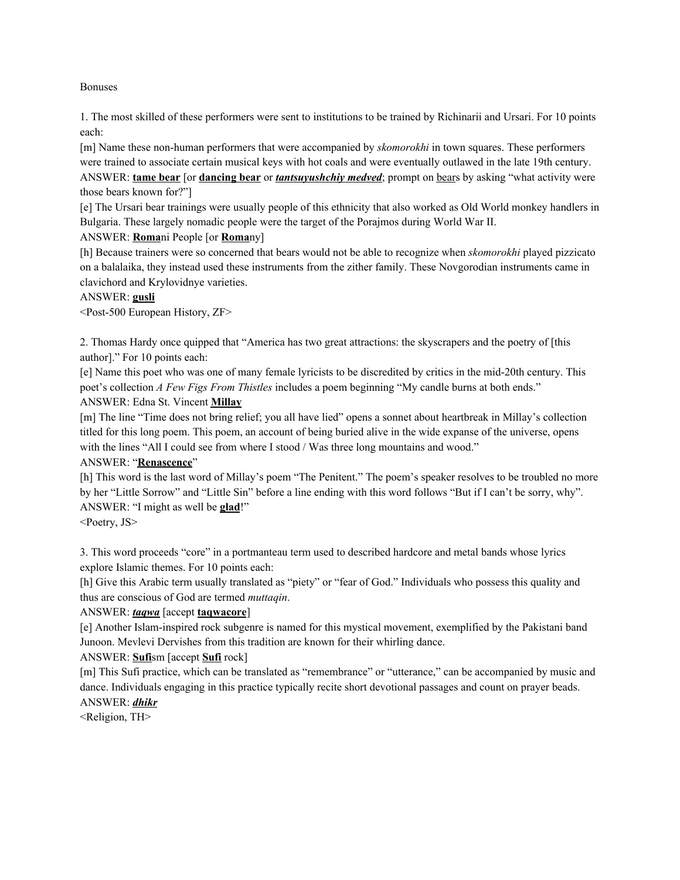Bonuses

1. The most skilled of these performers were sent to institutions to be trained by Richinarii and Ursari. For 10 points each:

[m] Name these non-human performers that were accompanied by *skomorokhi* in town squares. These performers were trained to associate certain musical keys with hot coals and were eventually outlawed in the late 19th century.

ANSWER: **tame bear** [or **dancing bear** or ***tantsuyushchiy medved***; prompt on bears by asking "what activity were those bears known for?"]

[e] The Ursari bear trainings were usually people of this ethnicity that also worked as Old World monkey handlers in Bulgaria. These largely nomadic people were the target of the Porajmos during World War II.

ANSWER: **Roma**ni People [or **Roma**ny]

[h] Because trainers were so concerned that bears would not be able to recognize when *skomorokhi* played pizzicato on a balalaika, they instead used these instruments from the zither family. These Novgorodian instruments came in clavichord and Krylovidnye varieties.

ANSWER: **gusli**

<Post-500 European History, ZF>

2. Thomas Hardy once quipped that "America has two great attractions: the skyscrapers and the poetry of [this author]." For 10 points each:

[e] Name this poet who was one of many female lyricists to be discredited by critics in the mid-20th century. This poet's collection *A Few Figs From Thistles* includes a poem beginning "My candle burns at both ends."

ANSWER: Edna St. Vincent **Millay**

[m] The line "Time does not bring relief; you all have lied" opens a sonnet about heartbreak in Millay's collection titled for this long poem. This poem, an account of being buried alive in the wide expanse of the universe, opens with the lines "All I could see from where I stood / Was three long mountains and wood."

ANSWER: "**Renascence**"

[h] This word is the last word of Millay's poem "The Penitent." The poem's speaker resolves to be troubled no more by her "Little Sorrow" and "Little Sin" before a line ending with this word follows "But if I can't be sorry, why".

ANSWER: "I might as well be **glad**!"

<Poetry, JS>

3. This word proceeds "core" in a portmanteau term used to described hardcore and metal bands whose lyrics explore Islamic themes. For 10 points each:

[h] Give this Arabic term usually translated as "piety" or "fear of God." Individuals who possess this quality and thus are conscious of God are termed *muttaqin*.

ANSWER: ***taqwa*** [accept **taqwacore**]

[e] Another Islam-inspired rock subgenre is named for this mystical movement, exemplified by the Pakistani band Junoon. Mevlevi Dervishes from this tradition are known for their whirling dance.

ANSWER: **Sufi**sm [accept **Sufi** rock]

[m] This Sufi practice, which can be translated as "remembrance" or "utterance," can be accompanied by music and dance. Individuals engaging in this practice typically recite short devotional passages and count on prayer beads.

ANSWER: ***dhikr***

<Religion, TH>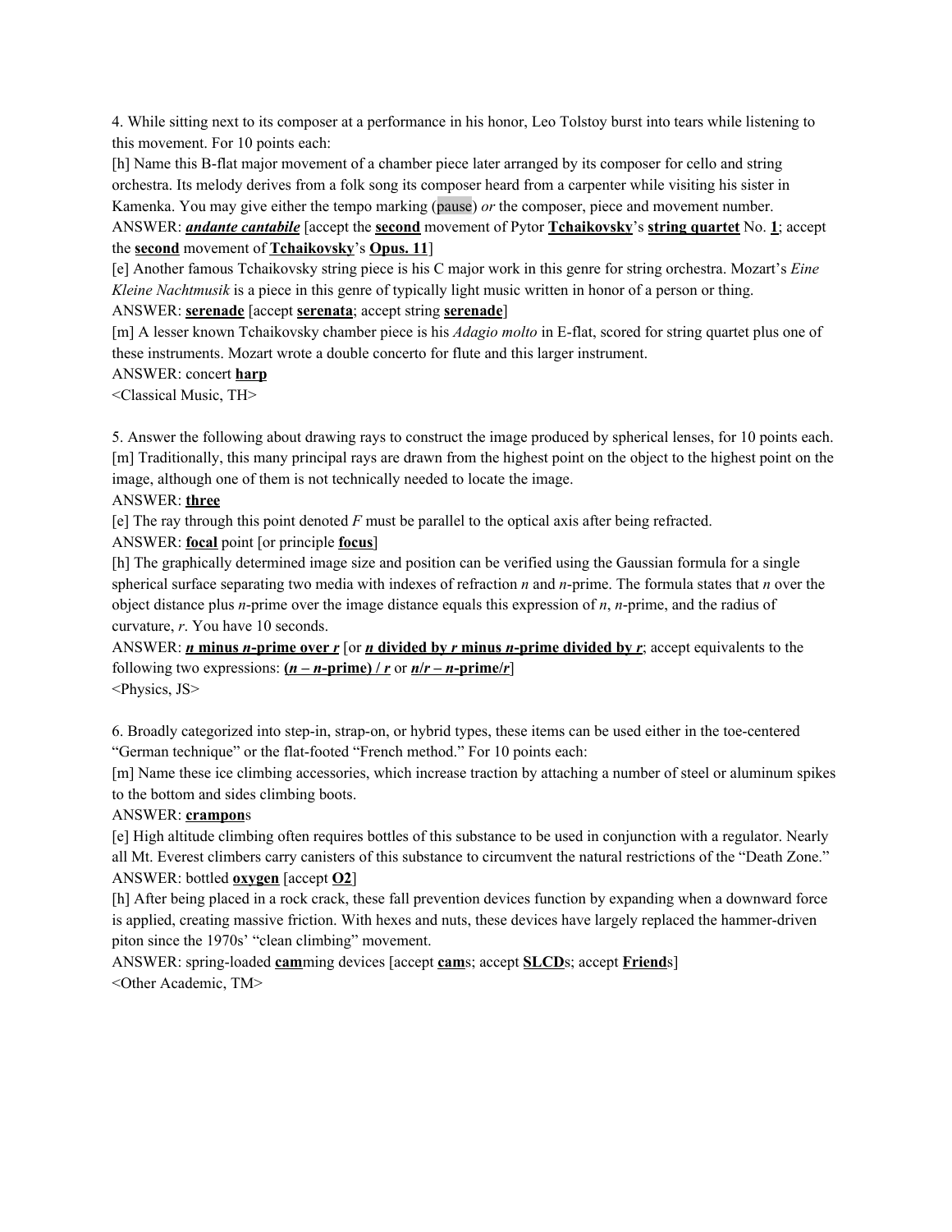4. While sitting next to its composer at a performance in his honor, Leo Tolstoy burst into tears while listening to this movement. For 10 points each:

[h] Name this B-flat major movement of a chamber piece later arranged by its composer for cello and string orchestra. Its melody derives from a folk song its composer heard from a carpenter while visiting his sister in Kamenka. You may give either the tempo marking (pause) *or* the composer, piece and movement number.

ANSWER: ***andante cantabile*** [accept the **second** movement of Pytor **Tchaikovsky**'s **string quartet** No. **1**; accept the **second** movement of **Tchaikovsky**'s **Opus. 11**]

[e] Another famous Tchaikovsky string piece is his C major work in this genre for string orchestra. Mozart's *Eine Kleine Nachtmusik* is a piece in this genre of typically light music written in honor of a person or thing.

ANSWER: **serenade** [accept **serenata**; accept string **serenade**]

[m] A lesser known Tchaikovsky chamber piece is his *Adagio molto* in E-flat, scored for string quartet plus one of these instruments. Mozart wrote a double concerto for flute and this larger instrument.

ANSWER: concert **harp**

<Classical Music, TH>

5. Answer the following about drawing rays to construct the image produced by spherical lenses, for 10 points each.

[m] Traditionally, this many principal rays are drawn from the highest point on the object to the highest point on the image, although one of them is not technically needed to locate the image.

ANSWER: **three**

[e] The ray through this point denoted *F* must be parallel to the optical axis after being refracted.

ANSWER: **focal** point [or principle **focus**]

[h] The graphically determined image size and position can be verified using the Gaussian formula for a single spherical surface separating two media with indexes of refraction *n* and *n*-prime. The formula states that *n* over the object distance plus *n*-prime over the image distance equals this expression of *n*, *n*-prime, and the radius of curvature, *r*. You have 10 seconds.

ANSWER: ***n* minus *n*-prime over *r*** [or ***n* divided by *r* minus *n*-prime divided by *r***; accept equivalents to the following two expressions: **$(n - n\text{-prime}) / r$** or **$n/r - n\text{-prime}/r$**]

<Physics, JS>

6. Broadly categorized into step-in, strap-on, or hybrid types, these items can be used either in the toe-centered "German technique" or the flat-footed "French method." For 10 points each:

[m] Name these ice climbing accessories, which increase traction by attaching a number of steel or aluminum spikes to the bottom and sides climbing boots.

ANSWER: **crampon**s

[e] High altitude climbing often requires bottles of this substance to be used in conjunction with a regulator. Nearly all Mt. Everest climbers carry canisters of this substance to circumvent the natural restrictions of the "Death Zone."

ANSWER: bottled **oxygen** [accept **$O_2$**]

[h] After being placed in a rock crack, these fall prevention devices function by expanding when a downward force is applied, creating massive friction. With hexes and nuts, these devices have largely replaced the hammer-driven piton since the 1970s' "clean climbing" movement.

ANSWER: spring-loaded **cam**ming devices [accept **cam**s; accept **SLCD**s; accept **Friend**s]

<Other Academic, TM>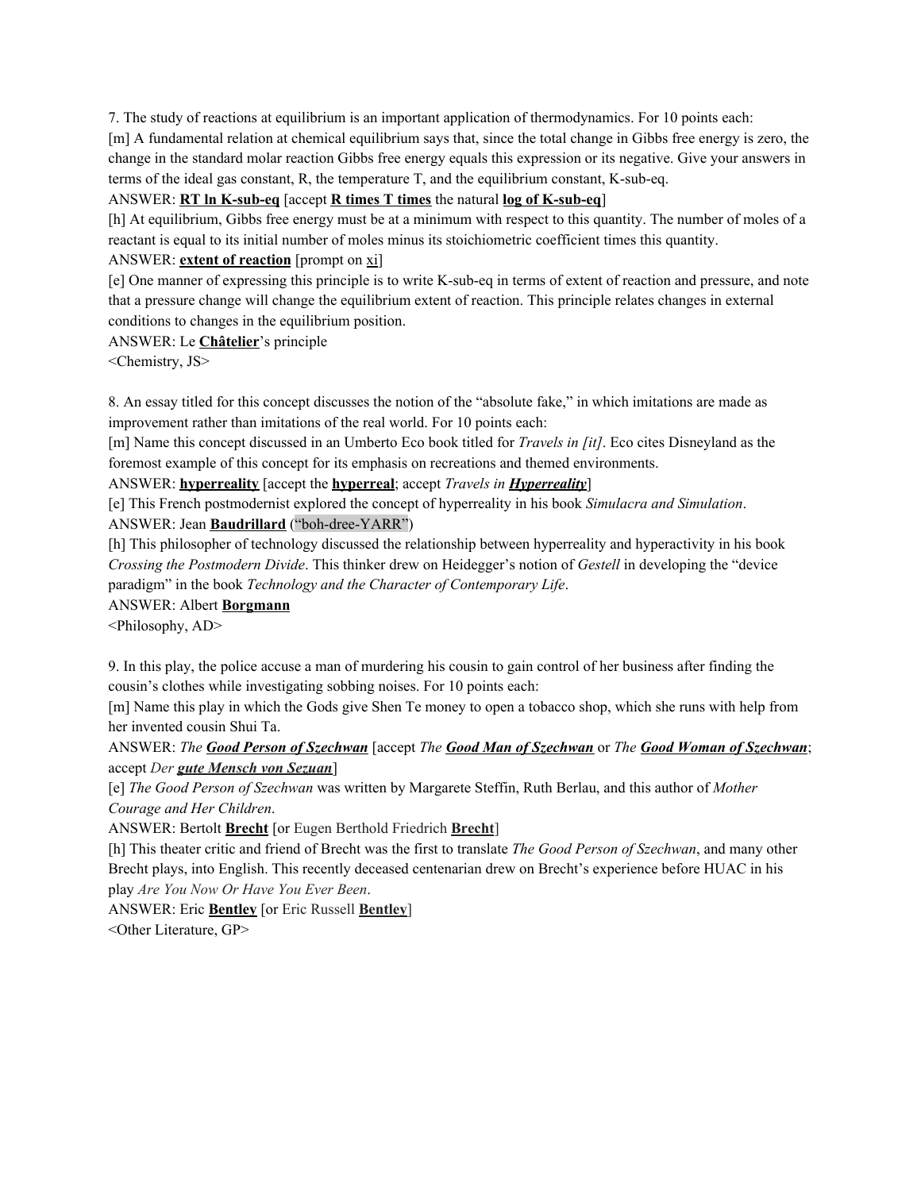7. The study of reactions at equilibrium is an important application of thermodynamics. For 10 points each:

[m] A fundamental relation at chemical equilibrium says that, since the total change in Gibbs free energy is zero, the change in the standard molar reaction Gibbs free energy equals this expression or its negative. Give your answers in terms of the ideal gas constant, R, the temperature T, and the equilibrium constant, K-sub-eq.

ANSWER: **RT ln K-sub-eq** [accept **R times T times** the natural **log of K-sub-eq**]

[h] At equilibrium, Gibbs free energy must be at a minimum with respect to this quantity. The number of moles of a reactant is equal to its initial number of moles minus its stoichiometric coefficient times this quantity.

ANSWER: **extent of reaction** [prompt on xi]

[e] One manner of expressing this principle is to write K-sub-eq in terms of extent of reaction and pressure, and note that a pressure change will change the equilibrium extent of reaction. This principle relates changes in external conditions to changes in the equilibrium position.

ANSWER: Le **Châtelier**'s principle

<Chemistry, JS>

8. An essay titled for this concept discusses the notion of the "absolute fake," in which imitations are made as improvement rather than imitations of the real world. For 10 points each:

[m] Name this concept discussed in an Umberto Eco book titled for *Travels in [it]*. Eco cites Disneyland as the foremost example of this concept for its emphasis on recreations and themed environments.

ANSWER: **hyperreality** [accept the **hyperreal**; accept *Travels in **Hyperreality***]

[e] This French postmodernist explored the concept of hyperreality in his book *Simulacra and Simulation*.

ANSWER: Jean **Baudrillard** ("boh-dree-YARR")

[h] This philosopher of technology discussed the relationship between hyperreality and hyperactivity in his book *Crossing the Postmodern Divide*. This thinker drew on Heidegger's notion of *Gestell* in developing the "device paradigm" in the book *Technology and the Character of Contemporary Life*.

ANSWER: Albert **Borgmann**

<Philosophy, AD>

9. In this play, the police accuse a man of murdering his cousin to gain control of her business after finding the cousin's clothes while investigating sobbing noises. For 10 points each:

[m] Name this play in which the Gods give Shen Te money to open a tobacco shop, which she runs with help from her invented cousin Shui Ta.

ANSWER: *The **Good Person of Szechwan*** [accept *The **Good Man of Szechwan*** or *The **Good Woman of Szechwan***; accept *Der **gute Mensch von Sezuan***]

[e] *The Good Person of Szechwan* was written by Margarete Steffin, Ruth Berlau, and this author of *Mother Courage and Her Children*.

ANSWER: Bertolt **Brecht** [or Eugen Berthold Friedrich **Brecht**]

[h] This theater critic and friend of Brecht was the first to translate *The Good Person of Szechwan*, and many other Brecht plays, into English. This recently deceased centenarian drew on Brecht's experience before HUAC in his play *Are You Now Or Have You Ever Been*.

ANSWER: Eric **Bentley** [or Eric Russell **Bentley**]

<Other Literature, GP>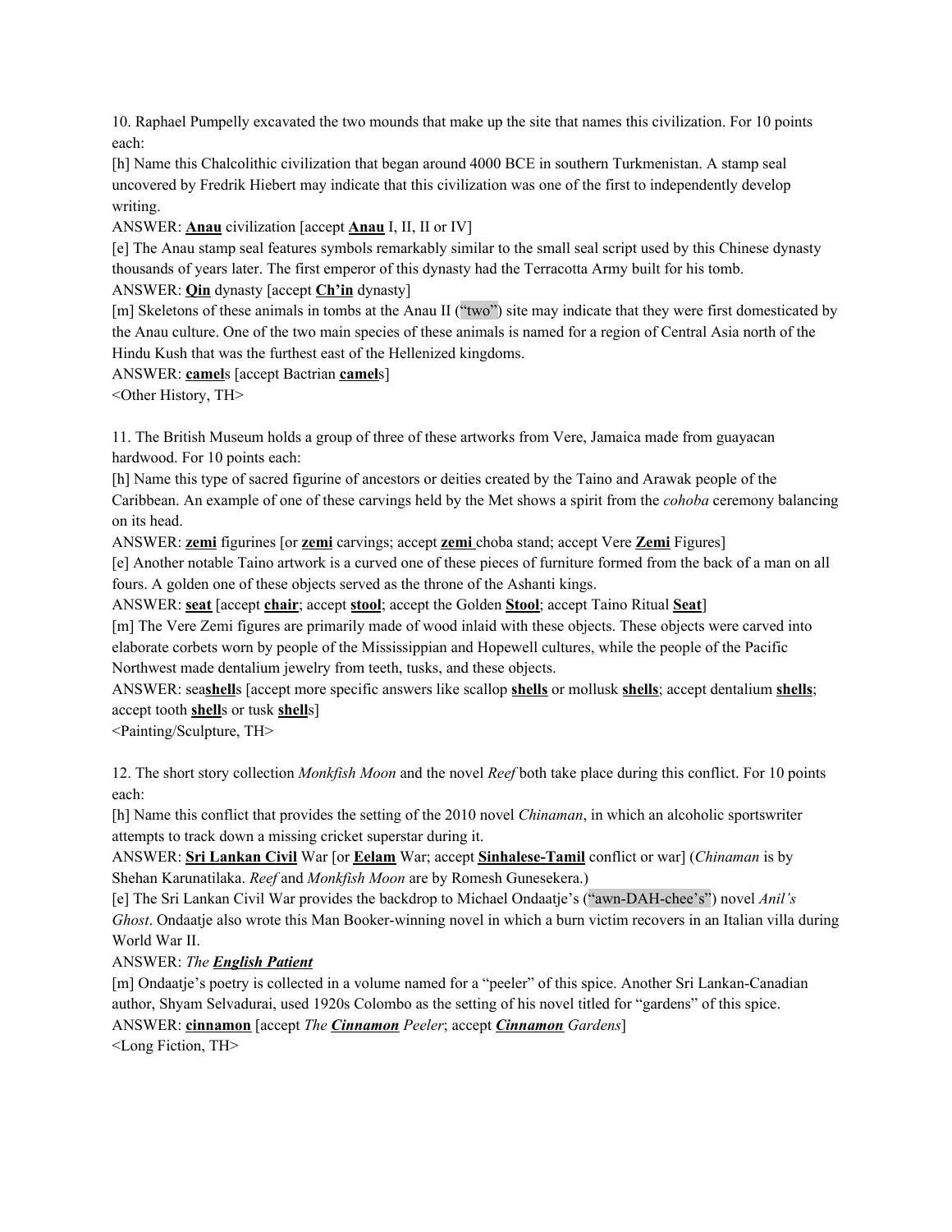10. Raphael Pumpelly excavated the two mounds that make up the site that names this civilization. For 10 points each:

[h] Name this Chalcolithic civilization that began around 4000 BCE in southern Turkmenistan. A stamp seal uncovered by Fredrik Hiebert may indicate that this civilization was one of the first to independently develop writing.

ANSWER: **Anau** civilization [accept **Anau** I, II, II or IV]

[e] The Anau stamp seal features symbols remarkably similar to the small seal script used by this Chinese dynasty thousands of years later. The first emperor of this dynasty had the Terracotta Army built for his tomb.

ANSWER: **Qin** dynasty [accept **Ch'in** dynasty]

[m] Skeletons of these animals in tombs at the Anau II ("two") site may indicate that they were first domesticated by the Anau culture. One of the two main species of these animals is named for a region of Central Asia north of the Hindu Kush that was the furthest east of the Hellenized kingdoms.

ANSWER: **camel**s [accept Bactrian **camel**s]

<Other History, TH>

11. The British Museum holds a group of three of these artworks from Vere, Jamaica made from guayacan hardwood. For 10 points each:

[h] Name this type of sacred figurine of ancestors or deities created by the Taino and Arawak people of the Caribbean. An example of one of these carvings held by the Met shows a spirit from the *cohoba* ceremony balancing on its head.

ANSWER: **zemi** figurines [or **zemi** carvings; accept **zemi** choba stand; accept Vere **Zemi** Figures]

[e] Another notable Taino artwork is a curved one of these pieces of furniture formed from the back of a man on all fours. A golden one of these objects served as the throne of the Ashanti kings.

ANSWER: **seat** [accept **chair**; accept **stool**; accept the Golden **Stool**; accept Taino Ritual **Seat**]

[m] The Vere Zemi figures are primarily made of wood inlaid with these objects. These objects were carved into elaborate corbets worn by people of the Mississippian and Hopewell cultures, while the people of the Pacific Northwest made dentalium jewelry from teeth, tusks, and these objects.

ANSWER: sea**shell**s [accept more specific answers like scallop **shells** or mollusk **shells**; accept dentalium **shells**; accept tooth **shell**s or tusk **shell**s]

<Painting/Sculpture, TH>

12. The short story collection *Monkfish Moon* and the novel *Reef* both take place during this conflict. For 10 points each:

[h] Name this conflict that provides the setting of the 2010 novel *Chinaman*, in which an alcoholic sportswriter attempts to track down a missing cricket superstar during it.

ANSWER: **Sri Lankan Civil** War [or **Eelam** War; accept **Sinhalese-Tamil** conflict or war] (*Chinaman* is by Shehan Karunatilaka. *Reef* and *Monkfish Moon* are by Romesh Gunesekera.)

[e] The Sri Lankan Civil War provides the backdrop to Michael Ondaatje's ("awn-DAH-chee's") novel *Anil's Ghost*. Ondaatje also wrote this Man Booker-winning novel in which a burn victim recovers in an Italian villa during World War II.

ANSWER: *The **English Patient***

[m] Ondaatje's poetry is collected in a volume named for a "peeler" of this spice. Another Sri Lankan-Canadian author, Shyam Selvadurai, used 1920s Colombo as the setting of his novel titled for "gardens" of this spice.

ANSWER: **cinnamon** [accept *The **Cinnamon** Peeler*; accept ***Cinnamon** Gardens*]

<Long Fiction, TH>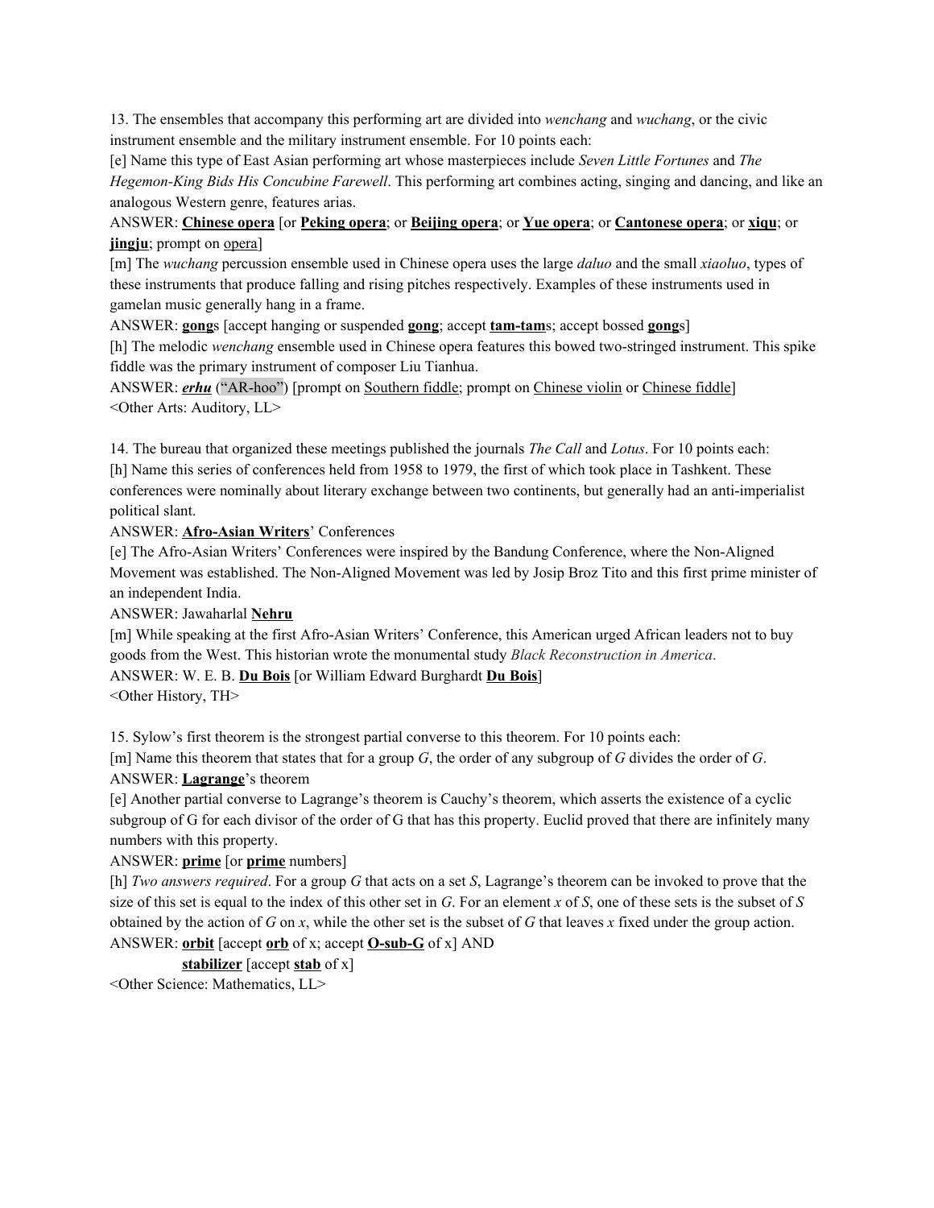13. The ensembles that accompany this performing art are divided into *wenchang* and *wuchang*, or the civic instrument ensemble and the military instrument ensemble. For 10 points each:

[e] Name this type of East Asian performing art whose masterpieces include *Seven Little Fortunes* and *The Hegemon-King Bids His Concubine Farewell*. This performing art combines acting, singing and dancing, and like an analogous Western genre, features arias.

ANSWER: **Chinese opera** [or **Peking opera**; or **Beijing opera**; or **Yue opera**; or **Cantonese opera**; or **xiqu**; or **jingju**; prompt on opera]

[m] The *wuchang* percussion ensemble used in Chinese opera uses the large *daluo* and the small *xiaoluo*, types of these instruments that produce falling and rising pitches respectively. Examples of these instruments used in gamelan music generally hang in a frame.

ANSWER: **gong**s [accept hanging or suspended **gong**; accept **tam-tam**s; accept bossed **gong**s]

[h] The melodic *wenchang* ensemble used in Chinese opera features this bowed two-stringed instrument. This spike fiddle was the primary instrument of composer Liu Tianhua.

ANSWER: ***erhu*** ("AR-hoo") [prompt on Southern fiddle; prompt on Chinese violin or Chinese fiddle]

<Other Arts: Auditory, LL>

14. The bureau that organized these meetings published the journals *The Call* and *Lotus*. For 10 points each:

[h] Name this series of conferences held from 1958 to 1979, the first of which took place in Tashkent. These conferences were nominally about literary exchange between two continents, but generally had an anti-imperialist political slant.

ANSWER: **Afro-Asian Writers**' Conferences

[e] The Afro-Asian Writers' Conferences were inspired by the Bandung Conference, where the Non-Aligned Movement was established. The Non-Aligned Movement was led by Josip Broz Tito and this first prime minister of an independent India.

ANSWER: Jawaharlal **Nehru**

[m] While speaking at the first Afro-Asian Writers' Conference, this American urged African leaders not to buy goods from the West. This historian wrote the monumental study *Black Reconstruction in America*.

ANSWER: W. E. B. **Du Bois** [or William Edward Burghardt **Du Bois**]

<Other History, TH>

15. Sylow's first theorem is the strongest partial converse to this theorem. For 10 points each:

[m] Name this theorem that states that for a group $G$, the order of any subgroup of $G$ divides the order of $G$.

ANSWER: **Lagrange**'s theorem

[e] Another partial converse to Lagrange's theorem is Cauchy's theorem, which asserts the existence of a cyclic subgroup of G for each divisor of the order of G that has this property. Euclid proved that there are infinitely many numbers with this property.

ANSWER: **prime** [or **prime** numbers]

[h] *Two answers required*. For a group $G$ that acts on a set $S$, Lagrange's theorem can be invoked to prove that the size of this set is equal to the index of this other set in $G$. For an element $x$ of $S$, one of these sets is the subset of $S$ obtained by the action of $G$ on $x$, while the other set is the subset of $G$ that leaves $x$ fixed under the group action.

ANSWER: **orbit** [accept **orb** of x; accept **O-sub-G** of x] AND

**stabilizer** [accept **stab** of x]

<Other Science: Mathematics, LL>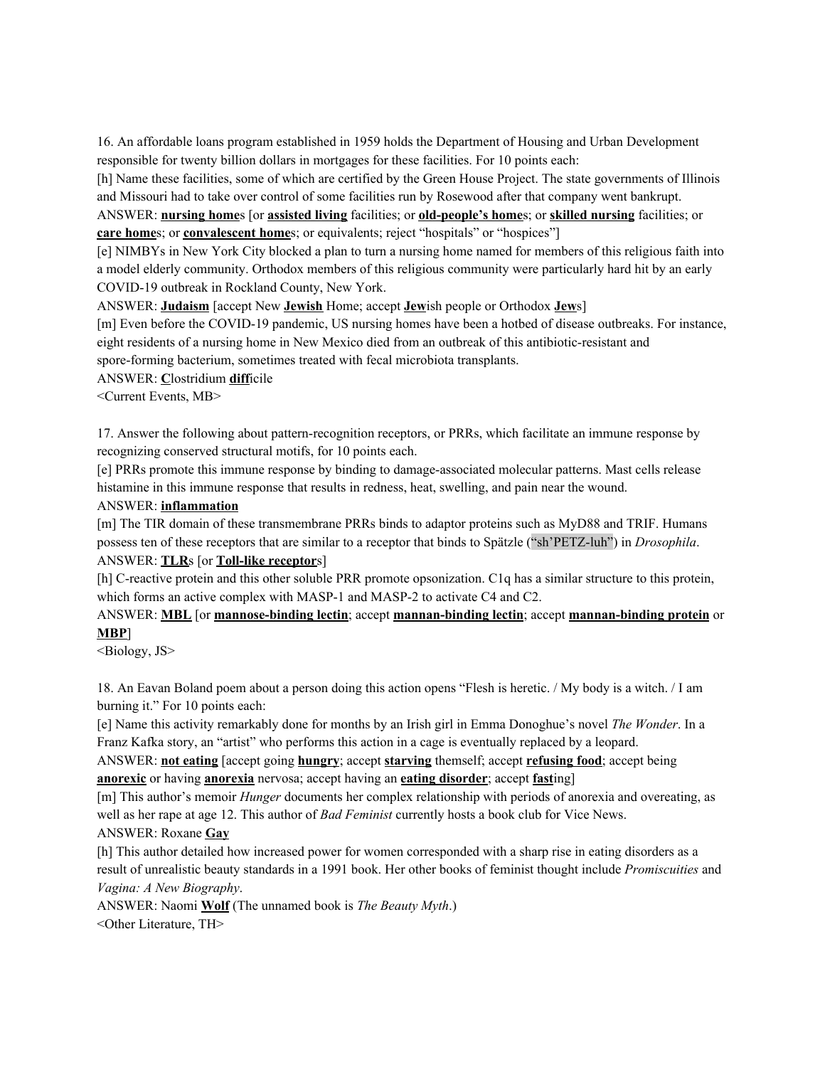16. An affordable loans program established in 1959 holds the Department of Housing and Urban Development responsible for twenty billion dollars in mortgages for these facilities. For 10 points each:

[h] Name these facilities, some of which are certified by the Green House Project. The state governments of Illinois and Missouri had to take over control of some facilities run by Rosewood after that company went bankrupt.

ANSWER: **nursing home**s [or **assisted living** facilities; or **old-people's home**s; or **skilled nursing** facilities; or **care home**s; or **convalescent home**s; or equivalents; reject "hospitals" or "hospices"]

[e] NIMBYs in New York City blocked a plan to turn a nursing home named for members of this religious faith into a model elderly community. Orthodox members of this religious community were particularly hard hit by an early COVID-19 outbreak in Rockland County, New York.

ANSWER: **Judaism** [accept New **Jewish** Home; accept **Jew**ish people or Orthodox **Jew**s]

[m] Even before the COVID-19 pandemic, US nursing homes have been a hotbed of disease outbreaks. For instance, eight residents of a nursing home in New Mexico died from an outbreak of this antibiotic-resistant and spore-forming bacterium, sometimes treated with fecal microbiota transplants.

ANSWER: **C**lostridium **diff**icile

<Current Events, MB>

17. Answer the following about pattern-recognition receptors, or PRRs, which facilitate an immune response by recognizing conserved structural motifs, for 10 points each.

[e] PRRs promote this immune response by binding to damage-associated molecular patterns. Mast cells release histamine in this immune response that results in redness, heat, swelling, and pain near the wound.

ANSWER: **inflammation**

[m] The TIR domain of these transmembrane PRRs binds to adaptor proteins such as MyD88 and TRIF. Humans possess ten of these receptors that are similar to a receptor that binds to Spätzle ("sh'PETZ-luh") in *Drosophila*.

ANSWER: **TLR**s [or **Toll-like receptor**s]

[h] C-reactive protein and this other soluble PRR promote opsonization. C1q has a similar structure to this protein, which forms an active complex with MASP-1 and MASP-2 to activate C4 and C2.

ANSWER: **MBL** [or **mannose-binding lectin**; accept **mannan-binding lectin**; accept **mannan-binding protein** or **MBP**]

<Biology, JS>

18. An Eavan Boland poem about a person doing this action opens "Flesh is heretic. / My body is a witch. / I am burning it." For 10 points each:

[e] Name this activity remarkably done for months by an Irish girl in Emma Donoghue's novel *The Wonder*. In a Franz Kafka story, an "artist" who performs this action in a cage is eventually replaced by a leopard.

ANSWER: **not eating** [accept going **hungry**; accept **starving** themself; accept **refusing food**; accept being **anorexic** or having **anorexia** nervosa; accept having an **eating disorder**; accept **fast**ing]

[m] This author's memoir *Hunger* documents her complex relationship with periods of anorexia and overeating, as well as her rape at age 12. This author of *Bad Feminist* currently hosts a book club for Vice News.

ANSWER: Roxane **Gay**

[h] This author detailed how increased power for women corresponded with a sharp rise in eating disorders as a result of unrealistic beauty standards in a 1991 book. Her other books of feminist thought include *Promiscuities* and *Vagina: A New Biography*.

ANSWER: Naomi **Wolf** (The unnamed book is *The Beauty Myth*.)

<Other Literature, TH>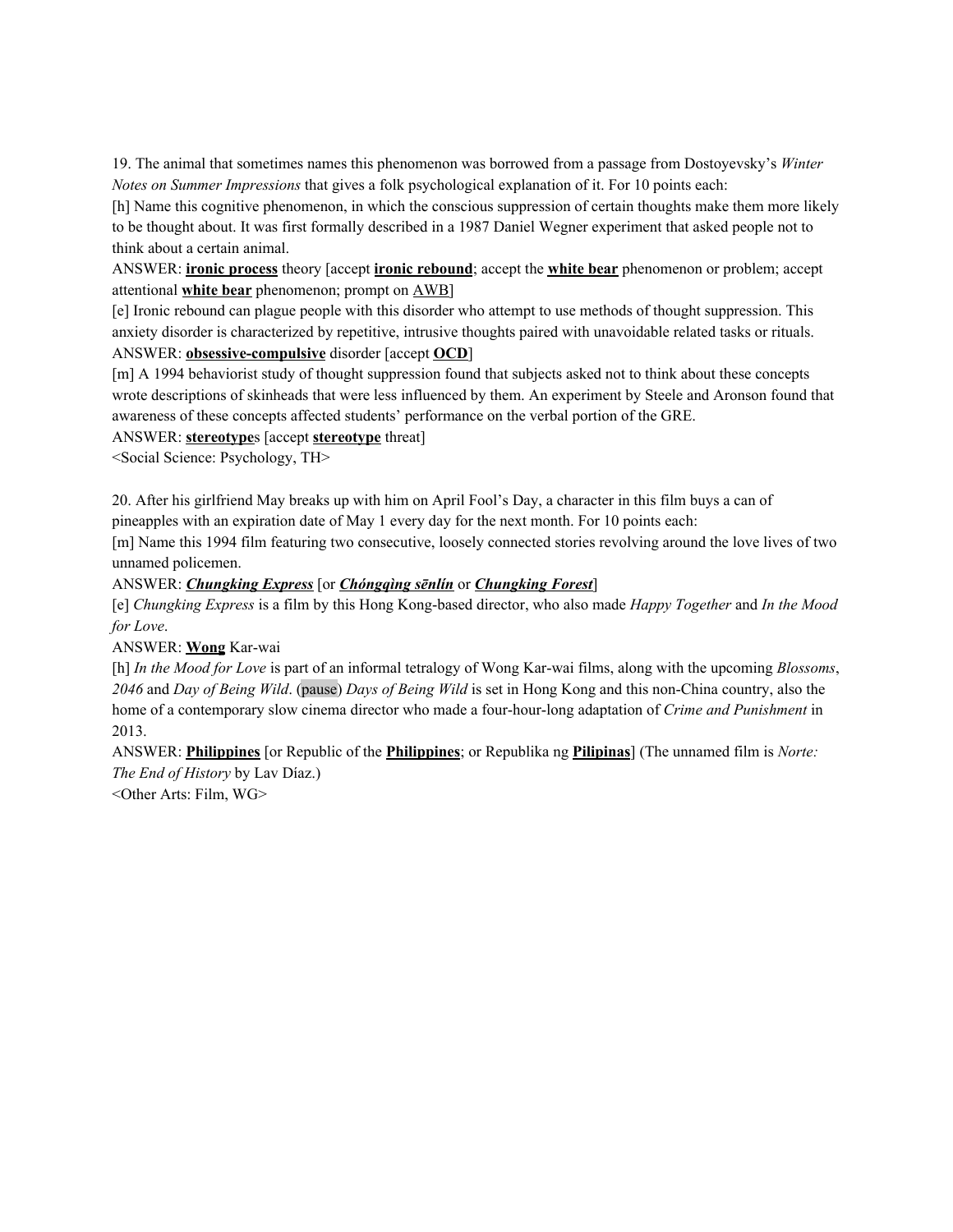19. The animal that sometimes names this phenomenon was borrowed from a passage from Dostoyevsky's *Winter Notes on Summer Impressions* that gives a folk psychological explanation of it. For 10 points each:

[h] Name this cognitive phenomenon, in which the conscious suppression of certain thoughts make them more likely to be thought about. It was first formally described in a 1987 Daniel Wegner experiment that asked people not to think about a certain animal.

ANSWER: **ironic process** theory [accept **ironic rebound**; accept the **white bear** phenomenon or problem; accept attentional **white bear** phenomenon; prompt on AWB]

[e] Ironic rebound can plague people with this disorder who attempt to use methods of thought suppression. This anxiety disorder is characterized by repetitive, intrusive thoughts paired with unavoidable related tasks or rituals.

ANSWER: **obsessive-compulsive** disorder [accept **OCD**]

[m] A 1994 behaviorist study of thought suppression found that subjects asked not to think about these concepts wrote descriptions of skinheads that were less influenced by them. An experiment by Steele and Aronson found that awareness of these concepts affected students' performance on the verbal portion of the GRE.

ANSWER: **stereotype**s [accept **stereotype** threat]

<Social Science: Psychology, TH>

20. After his girlfriend May breaks up with him on April Fool's Day, a character in this film buys a can of pineapples with an expiration date of May 1 every day for the next month. For 10 points each:

[m] Name this 1994 film featuring two consecutive, loosely connected stories revolving around the love lives of two unnamed policemen.

ANSWER: ***Chungking Express*** [or ***Chóngqìng sēnlín*** or ***Chungking Forest***]

[e] *Chungking Express* is a film by this Hong Kong-based director, who also made *Happy Together* and *In the Mood for Love*.

ANSWER: **Wong** Kar-wai

[h] *In the Mood for Love* is part of an informal tetralogy of Wong Kar-wai films, along with the upcoming *Blossoms*, *2046* and *Day of Being Wild*. (pause) *Days of Being Wild* is set in Hong Kong and this non-China country, also the home of a contemporary slow cinema director who made a four-hour-long adaptation of *Crime and Punishment* in 2013.

ANSWER: **Philippines** [or Republic of the **Philippines**; or Republika ng **Pilipinas**] (The unnamed film is *Norte: The End of History* by Lav Díaz.)

<Other Arts: Film, WG>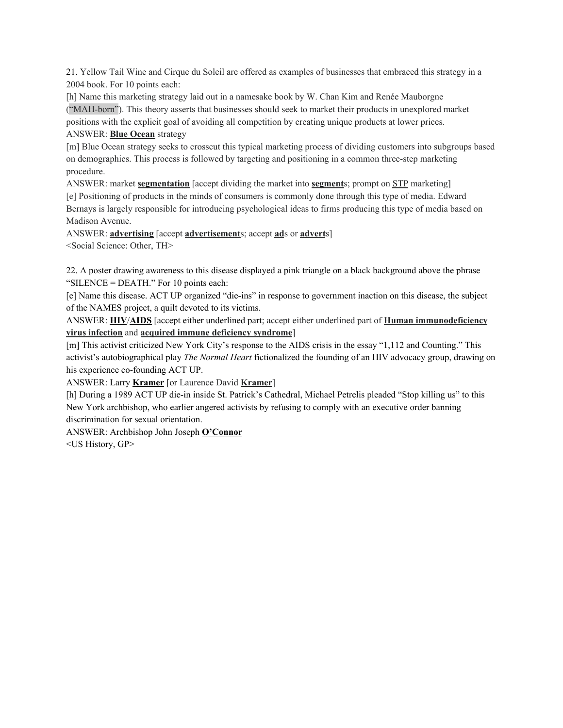21. Yellow Tail Wine and Cirque du Soleil are offered as examples of businesses that embraced this strategy in a 2004 book. For 10 points each:

[h] Name this marketing strategy laid out in a namesake book by W. Chan Kim and Renée Mauborgne ("MAH-born"). This theory asserts that businesses should seek to market their products in unexplored market positions with the explicit goal of avoiding all competition by creating unique products at lower prices.

ANSWER: **Blue Ocean** strategy

[m] Blue Ocean strategy seeks to crosscut this typical marketing process of dividing customers into subgroups based on demographics. This process is followed by targeting and positioning in a common three-step marketing procedure.

ANSWER: market **segmentation** [accept dividing the market into **segment**s; prompt on STP marketing]

[e] Positioning of products in the minds of consumers is commonly done through this type of media. Edward Bernays is largely responsible for introducing psychological ideas to firms producing this type of media based on Madison Avenue.

ANSWER: **advertising** [accept **advertisement**s; accept **ad**s or **advert**s]

<Social Science: Other, TH>

22. A poster drawing awareness to this disease displayed a pink triangle on a black background above the phrase "SILENCE = DEATH." For 10 points each:

[e] Name this disease. ACT UP organized "die-ins" in response to government inaction on this disease, the subject of the NAMES project, a quilt devoted to its victims.

ANSWER: **HIV**/**AIDS** [accept either underlined part; accept either underlined part of **Human immunodeficiency virus infection** and **acquired immune deficiency syndrome**]

[m] This activist criticized New York City's response to the AIDS crisis in the essay "1,112 and Counting." This activist's autobiographical play *The Normal Heart* fictionalized the founding of an HIV advocacy group, drawing on his experience co-founding ACT UP.

ANSWER: Larry **Kramer** [or Laurence David **Kramer**]

[h] During a 1989 ACT UP die-in inside St. Patrick's Cathedral, Michael Petrelis pleaded "Stop killing us" to this New York archbishop, who earlier angered activists by refusing to comply with an executive order banning discrimination for sexual orientation.

ANSWER: Archbishop John Joseph **O'Connor**

<US History, GP>